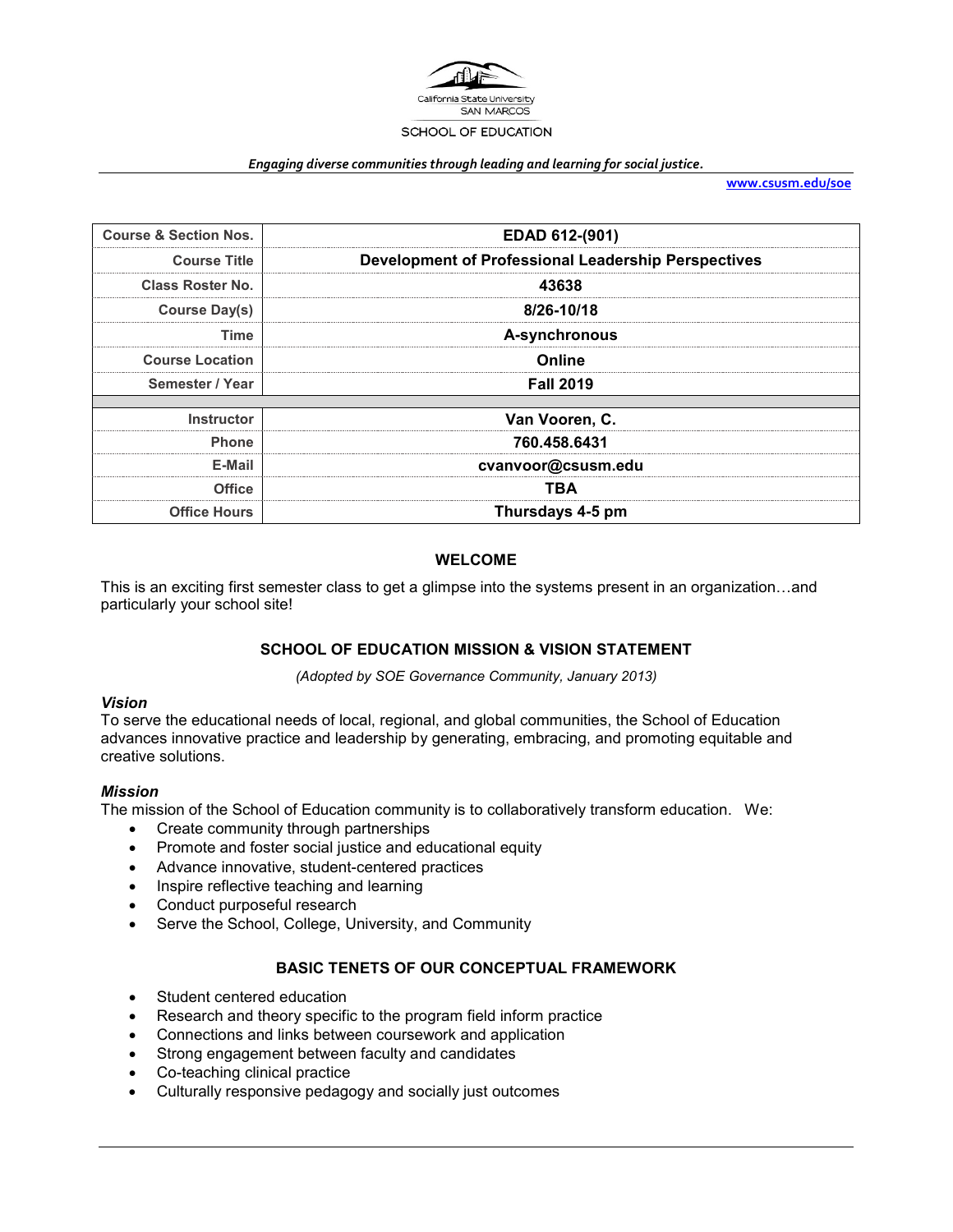California State University
SAN MARCOS

SCHOOL OF EDUCATION

*Engaging diverse communities through leading and learning for social justice.*

**www.csusm.edu/soe**

| Course & Section Nos. | EDAD 612-(901) |
|---|---|
| Course Title | Development of Professional Leadership Perspectives |
| Class Roster No. | 43638 |
| Course Day(s) | 8/26-10/18 |
| Time | A-synchronous |
| Course Location | Online |
| Semester / Year | Fall 2019 |
| | |
| Instructor | Van Vooren, C. |
| Phone | 760.458.6431 |
| E-Mail | cvanvoor@csusm.edu |
| Office | TBA |
| Office Hours | Thursdays 4-5 pm |

## WELCOME

This is an exciting first semester class to get a glimpse into the systems present in an organization…and particularly your school site!

## SCHOOL OF EDUCATION MISSION & VISION STATEMENT

*(Adopted by SOE Governance Community, January 2013)*

### *Vision*

To serve the educational needs of local, regional, and global communities, the School of Education advances innovative practice and leadership by generating, embracing, and promoting equitable and creative solutions.

### *Mission*

The mission of the School of Education community is to collaboratively transform education. We:

- Create community through partnerships
- Promote and foster social justice and educational equity
- Advance innovative, student-centered practices
- Inspire reflective teaching and learning
- Conduct purposeful research
- Serve the School, College, University, and Community

## BASIC TENETS OF OUR CONCEPTUAL FRAMEWORK

- Student centered education
- Research and theory specific to the program field inform practice
- Connections and links between coursework and application
- Strong engagement between faculty and candidates
- Co-teaching clinical practice
- Culturally responsive pedagogy and socially just outcomes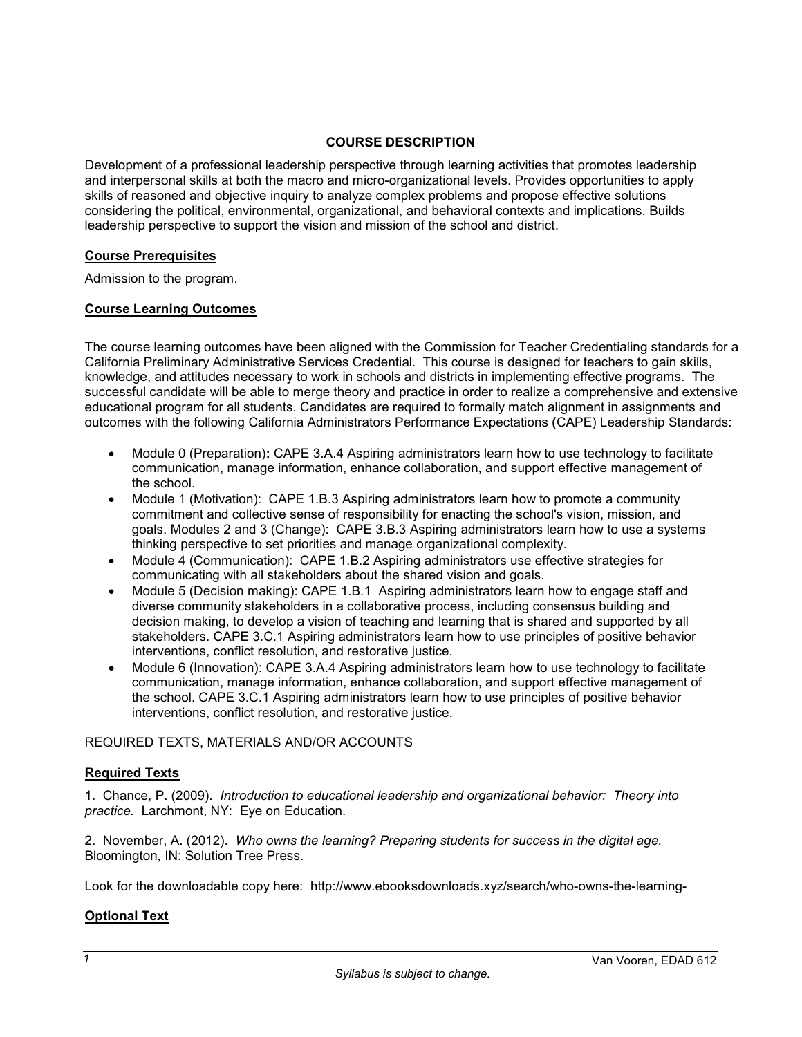## COURSE DESCRIPTION

Development of a professional leadership perspective through learning activities that promotes leadership and interpersonal skills at both the macro and micro-organizational levels. Provides opportunities to apply skills of reasoned and objective inquiry to analyze complex problems and propose effective solutions considering the political, environmental, organizational, and behavioral contexts and implications. Builds leadership perspective to support the vision and mission of the school and district.

### Course Prerequisites

Admission to the program.

### Course Learning Outcomes

The course learning outcomes have been aligned with the Commission for Teacher Credentialing standards for a California Preliminary Administrative Services Credential. This course is designed for teachers to gain skills, knowledge, and attitudes necessary to work in schools and districts in implementing effective programs. The successful candidate will be able to merge theory and practice in order to realize a comprehensive and extensive educational program for all students. Candidates are required to formally match alignment in assignments and outcomes with the following California Administrators Performance Expectations **(**CAPE) Leadership Standards:

- Module 0 (Preparation)**:** CAPE 3.A.4 Aspiring administrators learn how to use technology to facilitate communication, manage information, enhance collaboration, and support effective management of the school.
- Module 1 (Motivation): CAPE 1.B.3 Aspiring administrators learn how to promote a community commitment and collective sense of responsibility for enacting the school's vision, mission, and goals. Modules 2 and 3 (Change): CAPE 3.B.3 Aspiring administrators learn how to use a systems thinking perspective to set priorities and manage organizational complexity.
- Module 4 (Communication): CAPE 1.B.2 Aspiring administrators use effective strategies for communicating with all stakeholders about the shared vision and goals.
- Module 5 (Decision making): CAPE 1.B.1 Aspiring administrators learn how to engage staff and diverse community stakeholders in a collaborative process, including consensus building and decision making, to develop a vision of teaching and learning that is shared and supported by all stakeholders. CAPE 3.C.1 Aspiring administrators learn how to use principles of positive behavior interventions, conflict resolution, and restorative justice.
- Module 6 (Innovation): CAPE 3.A.4 Aspiring administrators learn how to use technology to facilitate communication, manage information, enhance collaboration, and support effective management of the school. CAPE 3.C.1 Aspiring administrators learn how to use principles of positive behavior interventions, conflict resolution, and restorative justice.

REQUIRED TEXTS, MATERIALS AND/OR ACCOUNTS

### Required Texts

1. Chance, P. (2009). *Introduction to educational leadership and organizational behavior: Theory into practice.* Larchmont, NY: Eye on Education.

2. November, A. (2012). *Who owns the learning? Preparing students for success in the digital age.* Bloomington, IN: Solution Tree Press.

Look for the downloadable copy here: http://www.ebooksdownloads.xyz/search/who-owns-the-learning-

### Optional Text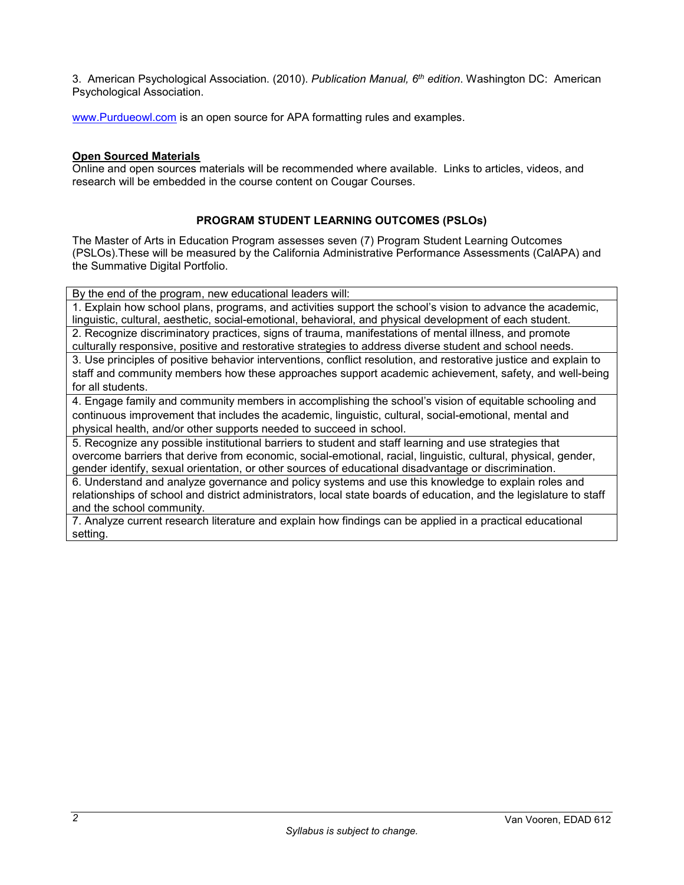3. American Psychological Association. (2010). *Publication Manual, 6th edition*. Washington DC: American Psychological Association.

[www.Purdueowl.com](http://www.Purdueowl.com) is an open source for APA formatting rules and examples.

**Open Sourced Materials**

Online and open sources materials will be recommended where available. Links to articles, videos, and research will be embedded in the course content on Cougar Courses.

## PROGRAM STUDENT LEARNING OUTCOMES (PSLOs)

The Master of Arts in Education Program assesses seven (7) Program Student Learning Outcomes (PSLOs).These will be measured by the California Administrative Performance Assessments (CalAPA) and the Summative Digital Portfolio.

| By the end of the program, new educational leaders will: |
| --- |
| 1. Explain how school plans, programs, and activities support the school's vision to advance the academic, linguistic, cultural, aesthetic, social-emotional, behavioral, and physical development of each student. |
| 2. Recognize discriminatory practices, signs of trauma, manifestations of mental illness, and promote culturally responsive, positive and restorative strategies to address diverse student and school needs. |
| 3. Use principles of positive behavior interventions, conflict resolution, and restorative justice and explain to staff and community members how these approaches support academic achievement, safety, and well-being for all students. |
| 4. Engage family and community members in accomplishing the school's vision of equitable schooling and continuous improvement that includes the academic, linguistic, cultural, social-emotional, mental and physical health, and/or other supports needed to succeed in school. |
| 5. Recognize any possible institutional barriers to student and staff learning and use strategies that overcome barriers that derive from economic, social-emotional, racial, linguistic, cultural, physical, gender, gender identify, sexual orientation, or other sources of educational disadvantage or discrimination. |
| 6. Understand and analyze governance and policy systems and use this knowledge to explain roles and relationships of school and district administrators, local state boards of education, and the legislature to staff and the school community. |
| 7. Analyze current research literature and explain how findings can be applied in a practical educational setting. |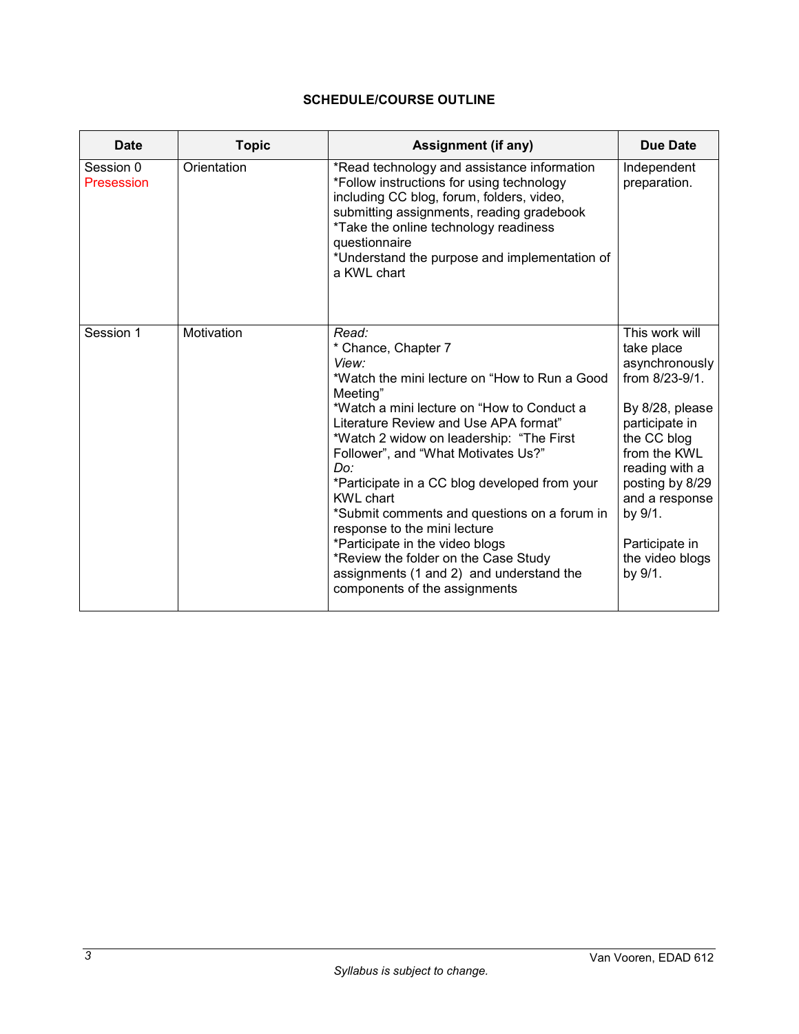**SCHEDULE/COURSE OUTLINE**

| Date | Topic | Assignment (if any) | Due Date |
|---|---|---|---|
| Session 0 Presession | Orientation | *Read technology and assistance information<br>*Follow instructions for using technology including CC blog, forum, folders, video, submitting assignments, reading gradebook<br>*Take the online technology readiness questionnaire<br>*Understand the purpose and implementation of a KWL chart | Independent preparation. |
| Session 1 | Motivation | *Read:*<br>* Chance, Chapter 7<br>*View:*<br>*Watch the mini lecture on "How to Run a Good Meeting"<br>*Watch a mini lecture on "How to Conduct a Literature Review and Use APA format"<br>*Watch 2 widow on leadership: "The First Follower", and "What Motivates Us?"<br>*Do:*<br>*Participate in a CC blog developed from your KWL chart<br>*Submit comments and questions on a forum in response to the mini lecture<br>*Participate in the video blogs<br>*Review the folder on the Case Study assignments (1 and 2) and understand the components of the assignments | This work will take place asynchronously from 8/23-9/1.<br><br>By 8/28, please participate in the CC blog from the KWL reading with a posting by 8/29 and a response by 9/1.<br><br>Participate in the video blogs by 9/1. |

*Syllabus is subject to change.*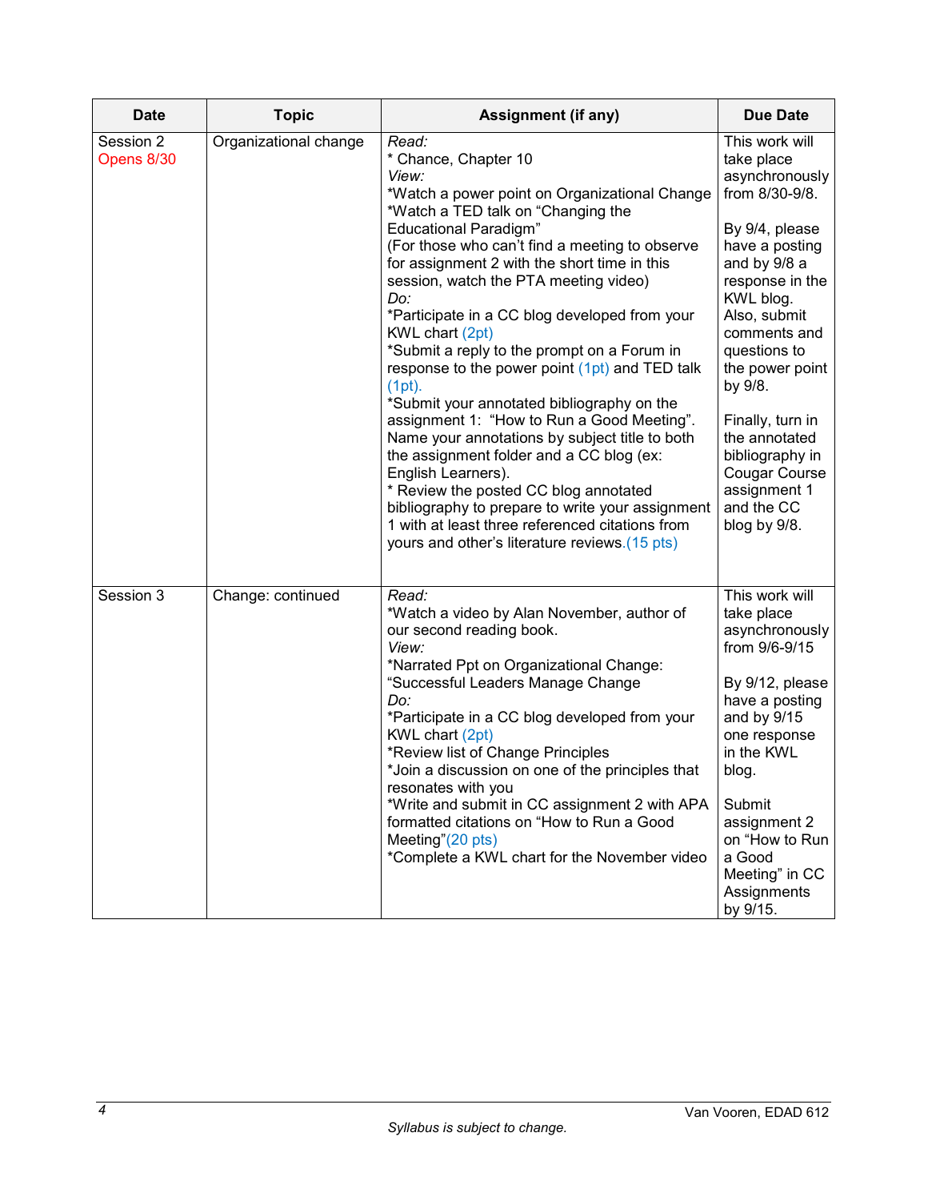| Date | Topic | Assignment (if any) | Due Date |
|---|---|---|---|
| Session 2<br>Opens 8/30 | Organizational change | *Read:*<br>* Chance, Chapter 10<br>*View:*<br>*Watch a power point on Organizational Change<br>*Watch a TED talk on "Changing the Educational Paradigm"<br>(For those who can't find a meeting to observe for assignment 2 with the short time in this session, watch the PTA meeting video)<br>*Do:*<br>*Participate in a CC blog developed from your KWL chart (2pt)<br>*Submit a reply to the prompt on a Forum in response to the power point (1pt) and TED talk (1pt).<br>*Submit your annotated bibliography on the assignment 1: "How to Run a Good Meeting". Name your annotations by subject title to both the assignment folder and a CC blog (ex: English Learners).<br>* Review the posted CC blog annotated bibliography to prepare to write your assignment 1 with at least three referenced citations from yours and other's literature reviews.(15 pts) | This work will take place asynchronously from 8/30-9/8.<br><br>By 9/4, please have a posting and by 9/8 a response in the KWL blog. Also, submit comments and questions to the power point by 9/8.<br><br>Finally, turn in the annotated bibliography in Cougar Course assignment 1 and the CC blog by 9/8. |
| Session 3 | Change: continued | *Read:*<br>*Watch a video by Alan November, author of our second reading book.<br>*View:*<br>*Narrated Ppt on Organizational Change: "Successful Leaders Manage Change<br>*Do:*<br>*Participate in a CC blog developed from your KWL chart (2pt)<br>*Review list of Change Principles<br>*Join a discussion on one of the principles that resonates with you<br>*Write and submit in CC assignment 2 with APA formatted citations on "How to Run a Good Meeting"(20 pts)<br>*Complete a KWL chart for the November video | This work will take place asynchronously from 9/6-9/15<br><br>By 9/12, please have a posting and by 9/15 one response in the KWL blog.<br><br>Submit assignment 2 on "How to Run a Good Meeting" in CC Assignments by 9/15. |

*Syllabus is subject to change.*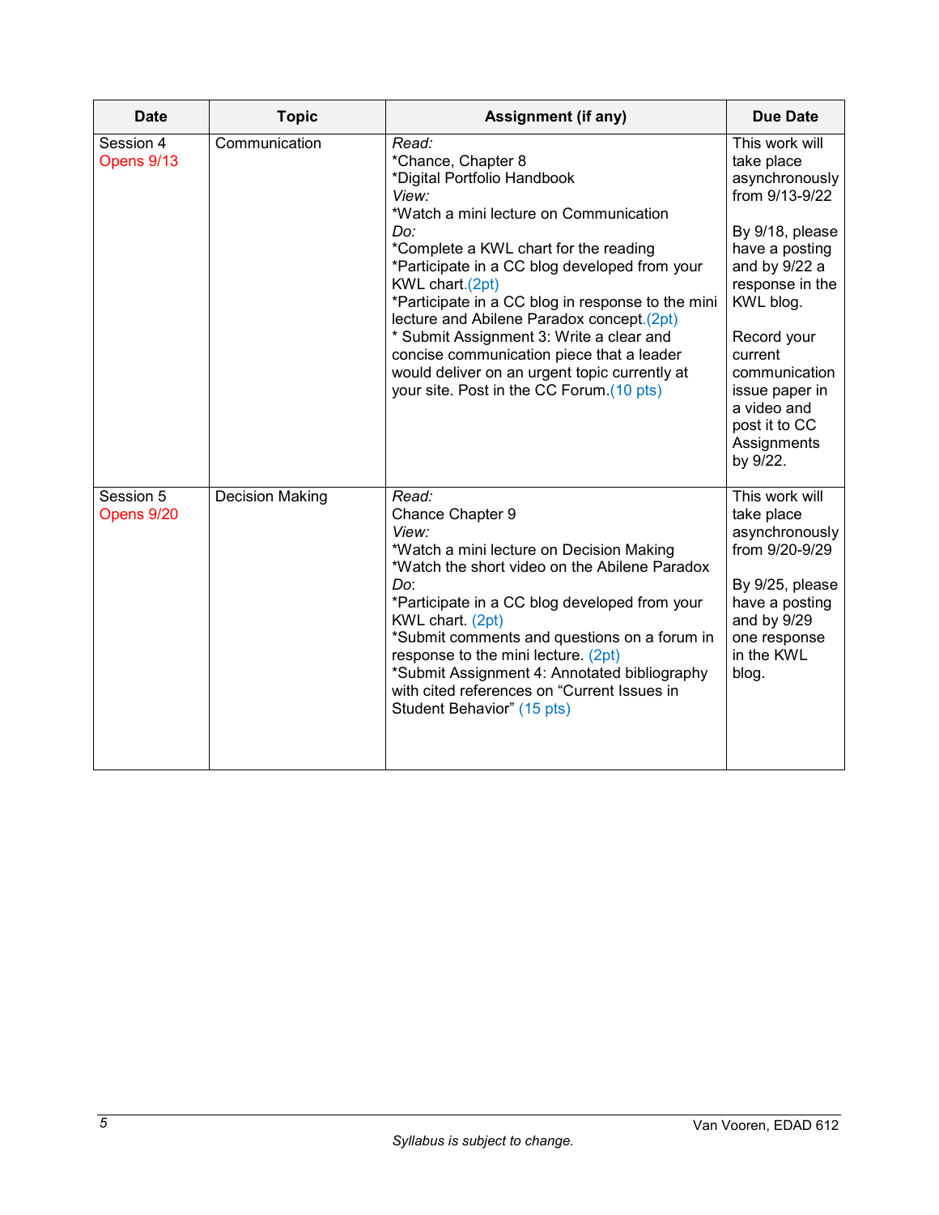| Date | Topic | Assignment (if any) | Due Date |
|---|---|---|---|
| Session 4<br>Opens 9/13 | Communication | *Read:*<br>*Chance, Chapter 8<br>*Digital Portfolio Handbook<br>*View:*<br>*Watch a mini lecture on Communication<br>*Do:*<br>*Complete a KWL chart for the reading<br>*Participate in a CC blog developed from your KWL chart.(2pt)<br>*Participate in a CC blog in response to the mini lecture and Abilene Paradox concept.(2pt)<br>* Submit Assignment 3: Write a clear and concise communication piece that a leader would deliver on an urgent topic currently at your site. Post in the CC Forum.(10 pts) | This work will take place asynchronously from 9/13-9/22<br><br>By 9/18, please have a posting and by 9/22 a response in the KWL blog.<br><br>Record your current communication issue paper in a video and post it to CC Assignments by 9/22. |
| Session 5<br>Opens 9/20 | Decision Making | *Read:*<br>Chance Chapter 9<br>*View:*<br>*Watch a mini lecture on Decision Making<br>*Watch the short video on the Abilene Paradox<br>*Do*:<br>*Participate in a CC blog developed from your KWL chart. (2pt)<br>*Submit comments and questions on a forum in response to the mini lecture. (2pt)<br>*Submit Assignment 4: Annotated bibliography with cited references on “Current Issues in Student Behavior” (15 pts) | This work will take place asynchronously from 9/20-9/29<br><br>By 9/25, please have a posting and by 9/29 one response in the KWL blog. |

*Syllabus is subject to change.*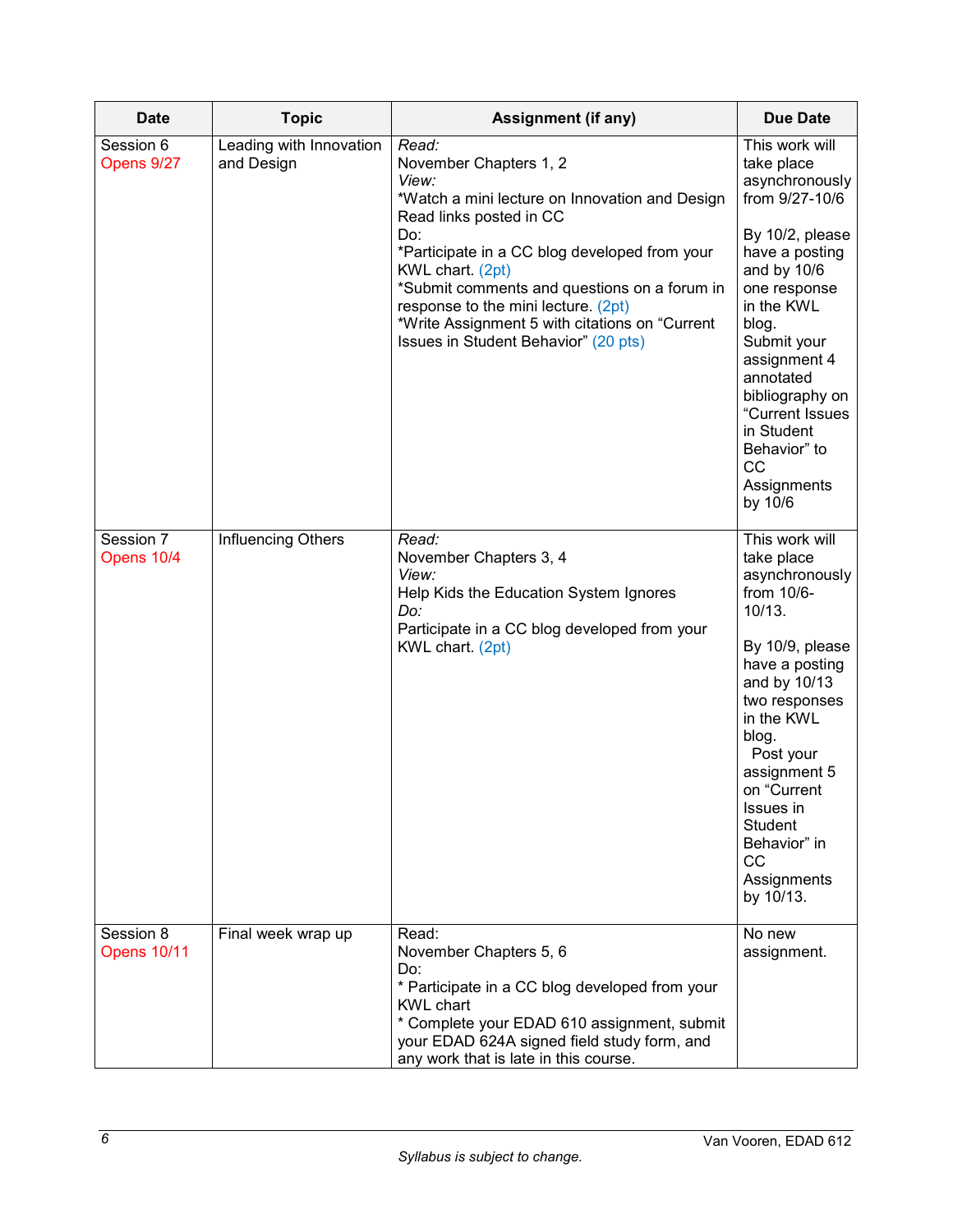| Date | Topic | Assignment (if any) | Due Date |
|---|---|---|---|
| Session 6<br>Opens 9/27 | Leading with Innovation and Design | *Read:*<br>November Chapters 1, 2<br>*View:*<br>*Watch a mini lecture on Innovation and Design<br>Read links posted in CC<br>Do:<br>*Participate in a CC blog developed from your KWL chart. (2pt)<br>*Submit comments and questions on a forum in response to the mini lecture. (2pt)<br>*Write Assignment 5 with citations on "Current Issues in Student Behavior" (20 pts) | This work will take place asynchronously from 9/27-10/6<br><br>By 10/2, please have a posting and by 10/6 one response in the KWL blog.<br>Submit your assignment 4 annotated bibliography on "Current Issues in Student Behavior" to CC Assignments by 10/6 |
| Session 7<br>Opens 10/4 | Influencing Others | *Read:*<br>November Chapters 3, 4<br>*View:*<br>Help Kids the Education System Ignores<br>*Do:*<br>Participate in a CC blog developed from your KWL chart. (2pt) | This work will take place asynchronously from 10/6-10/13.<br><br>By 10/9, please have a posting and by 10/13 two responses in the KWL blog.<br>Post your assignment 5 on "Current Issues in Student Behavior" in CC Assignments by 10/13. |
| Session 8<br>Opens 10/11 | Final week wrap up | Read:<br>November Chapters 5, 6<br>Do:<br>* Participate in a CC blog developed from your KWL chart<br>* Complete your EDAD 610 assignment, submit your EDAD 624A signed field study form, and any work that is late in this course. | No new assignment. |

*Syllabus is subject to change.*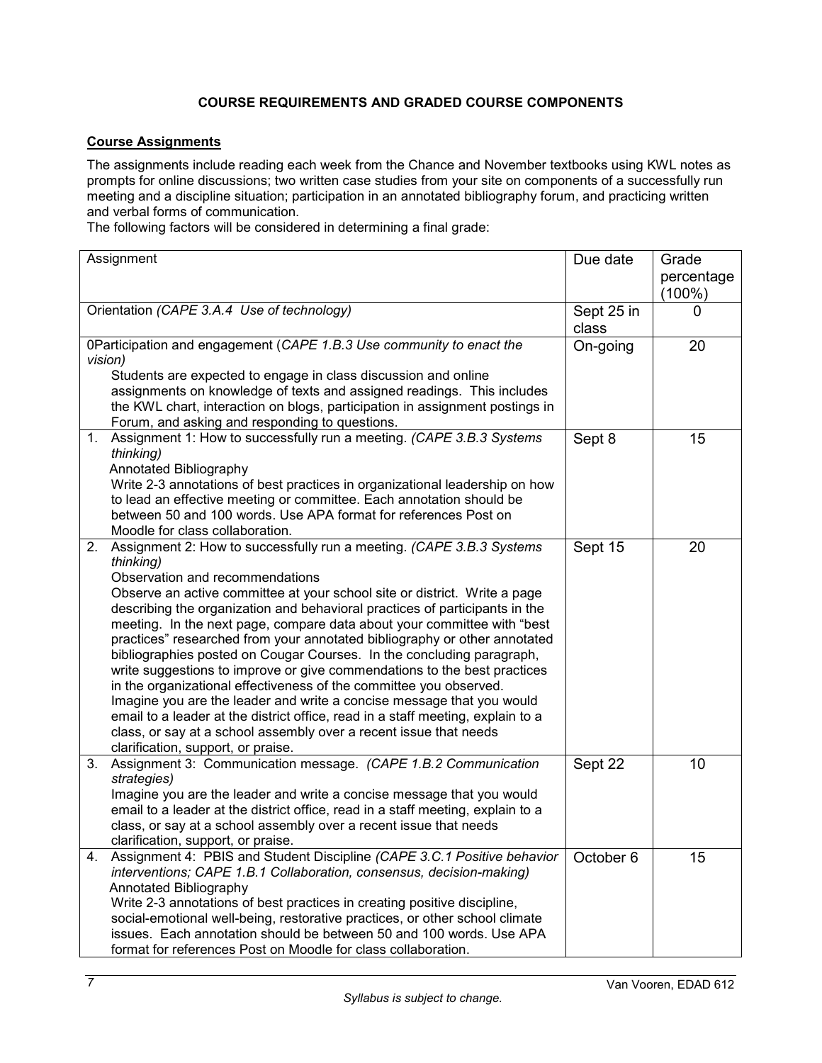## COURSE REQUIREMENTS AND GRADED COURSE COMPONENTS

**Course Assignments**

The assignments include reading each week from the Chance and November textbooks using KWL notes as prompts for online discussions; two written case studies from your site on components of a successfully run meeting and a discipline situation; participation in an annotated bibliography forum, and practicing written and verbal forms of communication.
The following factors will be considered in determining a final grade:

| Assignment | Due date | Grade percentage (100%) |
|---|---|---|
| Orientation *(CAPE 3.A.4 Use of technology)* | Sept 25 in class | 0 |
| 0Participation and engagement (*CAPE 1.B.3 Use community to enact the vision)*<br>Students are expected to engage in class discussion and online assignments on knowledge of texts and assigned readings. This includes the KWL chart, interaction on blogs, participation in assignment postings in Forum, and asking and responding to questions. | On-going | 20 |
| 1. Assignment 1: How to successfully run a meeting. *(CAPE 3.B.3 Systems thinking)*<br>Annotated Bibliography<br>Write 2-3 annotations of best practices in organizational leadership on how to lead an effective meeting or committee. Each annotation should be between 50 and 100 words. Use APA format for references Post on Moodle for class collaboration. | Sept 8 | 15 |
| 2. Assignment 2: How to successfully run a meeting. *(CAPE 3.B.3 Systems thinking)*<br>Observation and recommendations<br>Observe an active committee at your school site or district. Write a page describing the organization and behavioral practices of participants in the meeting. In the next page, compare data about your committee with "best practices" researched from your annotated bibliography or other annotated bibliographies posted on Cougar Courses. In the concluding paragraph, write suggestions to improve or give commendations to the best practices in the organizational effectiveness of the committee you observed.<br>Imagine you are the leader and write a concise message that you would email to a leader at the district office, read in a staff meeting, explain to a class, or say at a school assembly over a recent issue that needs clarification, support, or praise. | Sept 15 | 20 |
| 3. Assignment 3: Communication message. *(CAPE 1.B.2 Communication strategies)*<br>Imagine you are the leader and write a concise message that you would email to a leader at the district office, read in a staff meeting, explain to a class, or say at a school assembly over a recent issue that needs clarification, support, or praise. | Sept 22 | 10 |
| 4. Assignment 4: PBIS and Student Discipline *(CAPE 3.C.1 Positive behavior interventions; CAPE 1.B.1 Collaboration, consensus, decision-making)*<br>Annotated Bibliography<br>Write 2-3 annotations of best practices in creating positive discipline, social-emotional well-being, restorative practices, or other school climate issues. Each annotation should be between 50 and 100 words. Use APA format for references Post on Moodle for class collaboration. | October 6 | 15 |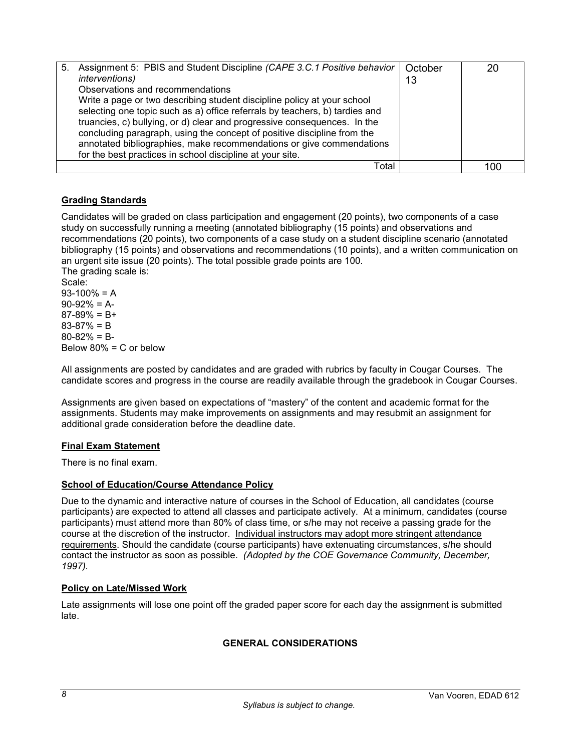| | | |
|---|---|---|
| 5. Assignment 5: PBIS and Student Discipline *(CAPE 3.C.1 Positive behavior interventions)*<br>Observations and recommendations<br>Write a page or two describing student discipline policy at your school selecting one topic such as a) office referrals by teachers, b) tardies and truancies, c) bullying, or d) clear and progressive consequences. In the concluding paragraph, using the concept of positive discipline from the annotated bibliographies, make recommendations or give commendations for the best practices in school discipline at your site. | October 13 | 20 |
| Total | | 100 |

**Grading Standards**

Candidates will be graded on class participation and engagement (20 points), two components of a case study on successfully running a meeting (annotated bibliography (15 points) and observations and recommendations (20 points), two components of a case study on a student discipline scenario (annotated bibliography (15 points) and observations and recommendations (10 points), and a written communication on an urgent site issue (20 points). The total possible grade points are 100.
The grading scale is:
Scale:
93-100% = A
90-92% = A-
87-89% = B+
83-87% = B
80-82% = B-
Below 80% = C or below

All assignments are posted by candidates and are graded with rubrics by faculty in Cougar Courses. The candidate scores and progress in the course are readily available through the gradebook in Cougar Courses.

Assignments are given based on expectations of "mastery" of the content and academic format for the assignments. Students may make improvements on assignments and may resubmit an assignment for additional grade consideration before the deadline date.

**Final Exam Statement**

There is no final exam.

**School of Education/Course Attendance Policy**

Due to the dynamic and interactive nature of courses in the School of Education, all candidates (course participants) are expected to attend all classes and participate actively. At a minimum, candidates (course participants) must attend more than 80% of class time, or s/he may not receive a passing grade for the course at the discretion of the instructor. Individual instructors may adopt more stringent attendance requirements. Should the candidate (course participants) have extenuating circumstances, s/he should contact the instructor as soon as possible. *(Adopted by the COE Governance Community, December, 1997).*

**Policy on Late/Missed Work**

Late assignments will lose one point off the graded paper score for each day the assignment is submitted late.

**GENERAL CONSIDERATIONS**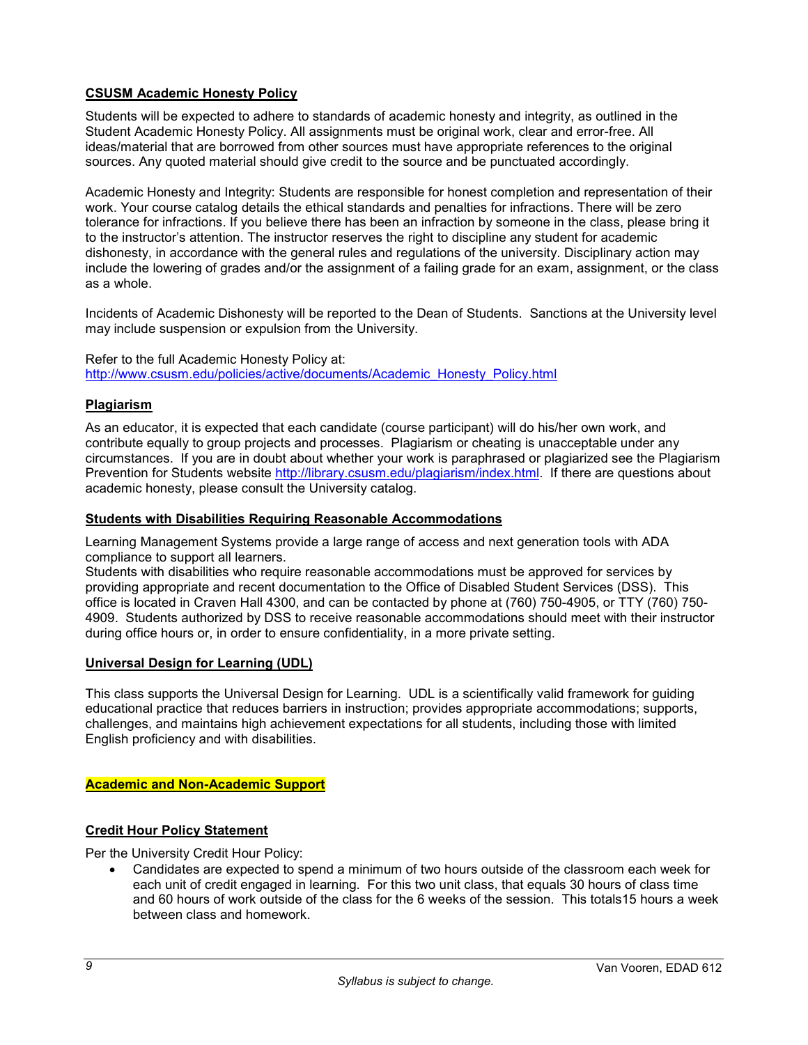## CSUSM Academic Honesty Policy

Students will be expected to adhere to standards of academic honesty and integrity, as outlined in the Student Academic Honesty Policy. All assignments must be original work, clear and error-free. All ideas/material that are borrowed from other sources must have appropriate references to the original sources. Any quoted material should give credit to the source and be punctuated accordingly.

Academic Honesty and Integrity: Students are responsible for honest completion and representation of their work. Your course catalog details the ethical standards and penalties for infractions. There will be zero tolerance for infractions. If you believe there has been an infraction by someone in the class, please bring it to the instructor's attention. The instructor reserves the right to discipline any student for academic dishonesty, in accordance with the general rules and regulations of the university. Disciplinary action may include the lowering of grades and/or the assignment of a failing grade for an exam, assignment, or the class as a whole.

Incidents of Academic Dishonesty will be reported to the Dean of Students. Sanctions at the University level may include suspension or expulsion from the University.

Refer to the full Academic Honesty Policy at:
http://www.csusm.edu/policies/active/documents/Academic_Honesty_Policy.html

## Plagiarism

As an educator, it is expected that each candidate (course participant) will do his/her own work, and contribute equally to group projects and processes. Plagiarism or cheating is unacceptable under any circumstances. If you are in doubt about whether your work is paraphrased or plagiarized see the Plagiarism Prevention for Students website http://library.csusm.edu/plagiarism/index.html. If there are questions about academic honesty, please consult the University catalog.

## Students with Disabilities Requiring Reasonable Accommodations

Learning Management Systems provide a large range of access and next generation tools with ADA compliance to support all learners.
Students with disabilities who require reasonable accommodations must be approved for services by providing appropriate and recent documentation to the Office of Disabled Student Services (DSS). This office is located in Craven Hall 4300, and can be contacted by phone at (760) 750-4905, or TTY (760) 750-4909. Students authorized by DSS to receive reasonable accommodations should meet with their instructor during office hours or, in order to ensure confidentiality, in a more private setting.

## Universal Design for Learning (UDL)

This class supports the Universal Design for Learning. UDL is a scientifically valid framework for guiding educational practice that reduces barriers in instruction; provides appropriate accommodations; supports, challenges, and maintains high achievement expectations for all students, including those with limited English proficiency and with disabilities.

## Academic and Non-Academic Support

## Credit Hour Policy Statement

Per the University Credit Hour Policy:

- Candidates are expected to spend a minimum of two hours outside of the classroom each week for each unit of credit engaged in learning. For this two unit class, that equals 30 hours of class time and 60 hours of work outside of the class for the 6 weeks of the session. This totals15 hours a week between class and homework.

*Syllabus is subject to change.*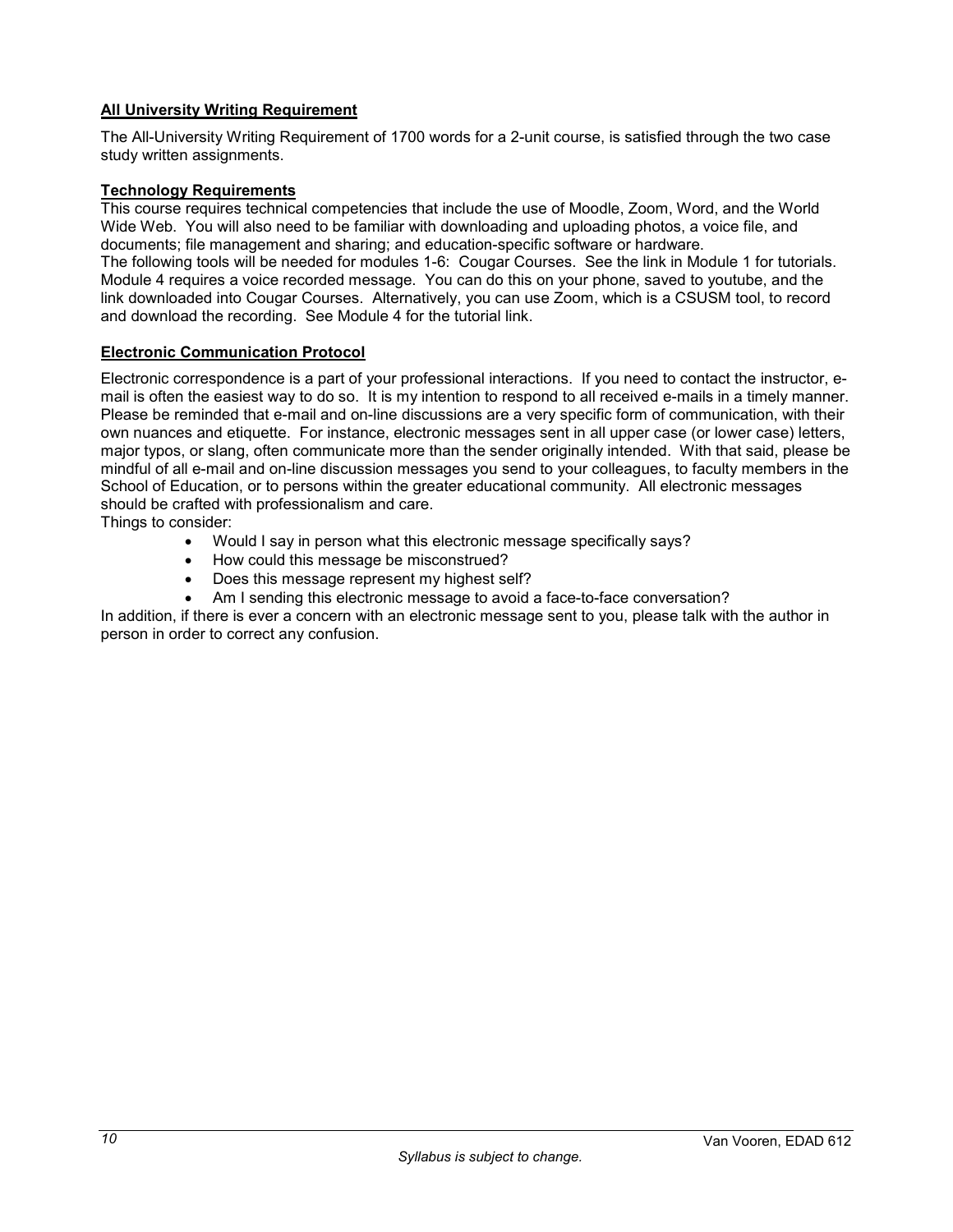**All University Writing Requirement**

The All-University Writing Requirement of 1700 words for a 2-unit course, is satisfied through the two case study written assignments.

**Technology Requirements**

This course requires technical competencies that include the use of Moodle, Zoom, Word, and the World Wide Web. You will also need to be familiar with downloading and uploading photos, a voice file, and documents; file management and sharing; and education-specific software or hardware.
The following tools will be needed for modules 1-6: Cougar Courses. See the link in Module 1 for tutorials. Module 4 requires a voice recorded message. You can do this on your phone, saved to youtube, and the link downloaded into Cougar Courses. Alternatively, you can use Zoom, which is a CSUSM tool, to record and download the recording. See Module 4 for the tutorial link.

**Electronic Communication Protocol**

Electronic correspondence is a part of your professional interactions. If you need to contact the instructor, e-mail is often the easiest way to do so. It is my intention to respond to all received e-mails in a timely manner. Please be reminded that e-mail and on-line discussions are a very specific form of communication, with their own nuances and etiquette. For instance, electronic messages sent in all upper case (or lower case) letters, major typos, or slang, often communicate more than the sender originally intended. With that said, please be mindful of all e-mail and on-line discussion messages you send to your colleagues, to faculty members in the School of Education, or to persons within the greater educational community. All electronic messages should be crafted with professionalism and care.
Things to consider:

- Would I say in person what this electronic message specifically says?
- How could this message be misconstrued?
- Does this message represent my highest self?
- Am I sending this electronic message to avoid a face-to-face conversation?

In addition, if there is ever a concern with an electronic message sent to you, please talk with the author in person in order to correct any confusion.